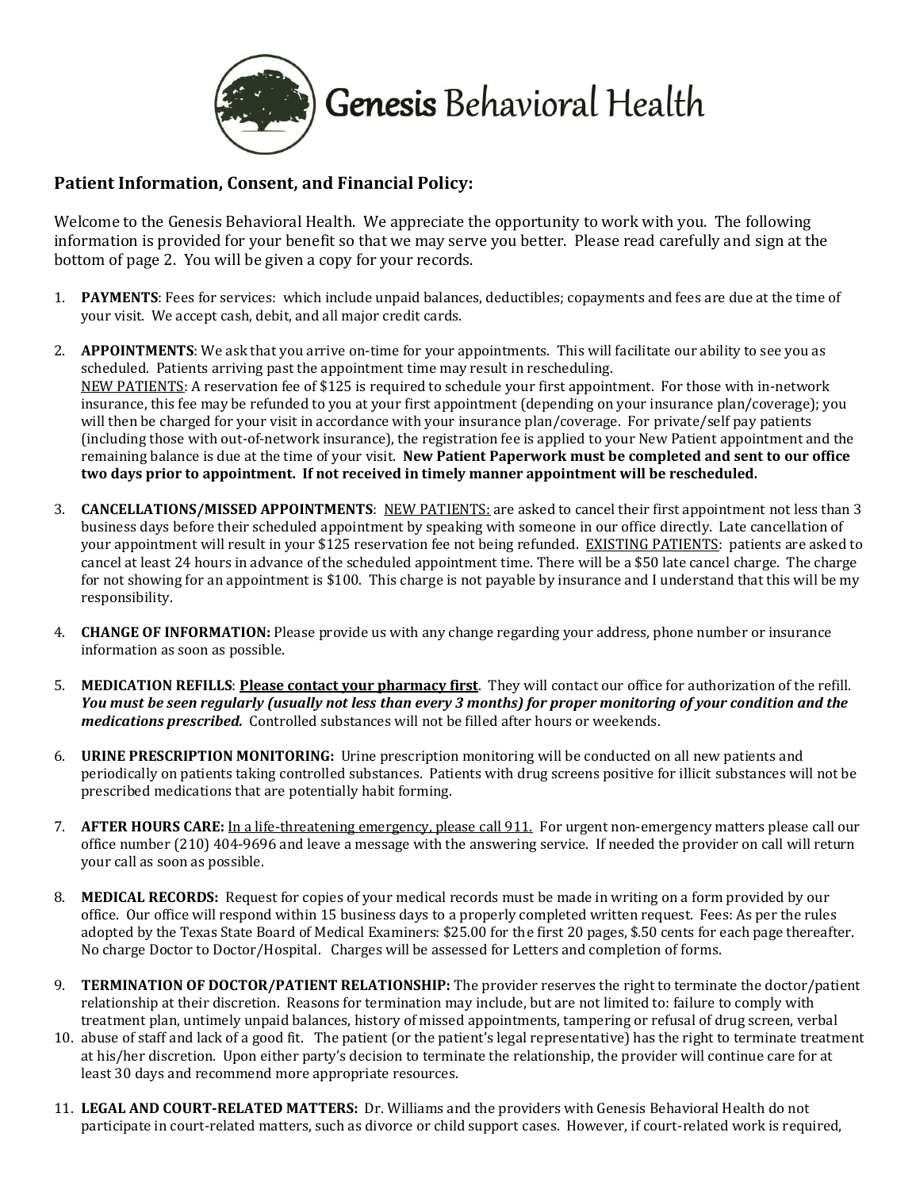# Genesis Behavioral Health

## Patient Information, Consent, and Financial Policy:

Welcome to the Genesis Behavioral Health. We appreciate the opportunity to work with you. The following information is provided for your benefit so that we may serve you better. Please read carefully and sign at the bottom of page 2. You will be given a copy for your records.

1. **PAYMENTS**: Fees for services: which include unpaid balances, deductibles; copayments and fees are due at the time of your visit. We accept cash, debit, and all major credit cards.

2. **APPOINTMENTS**: We ask that you arrive on-time for your appointments. This will facilitate our ability to see you as scheduled. Patients arriving past the appointment time may result in rescheduling.
   <u>NEW PATIENTS</u>: A reservation fee of $125 is required to schedule your first appointment. For those with in-network insurance, this fee may be refunded to you at your first appointment (depending on your insurance plan/coverage); you will then be charged for your visit in accordance with your insurance plan/coverage. For private/self pay patients (including those with out-of-network insurance), the registration fee is applied to your New Patient appointment and the remaining balance is due at the time of your visit. **New Patient Paperwork must be completed and sent to our office two days prior to appointment. If not received in timely manner appointment will be rescheduled.**

3. **CANCELLATIONS/MISSED APPOINTMENTS**: <u>NEW PATIENTS:</u> are asked to cancel their first appointment not less than 3 business days before their scheduled appointment by speaking with someone in our office directly. Late cancellation of your appointment will result in your $125 reservation fee not being refunded. <u>EXISTING PATIENTS</u>: patients are asked to cancel at least 24 hours in advance of the scheduled appointment time. There will be a $50 late cancel charge. The charge for not showing for an appointment is $100. This charge is not payable by insurance and I understand that this will be my responsibility.

4. **CHANGE OF INFORMATION:** Please provide us with any change regarding your address, phone number or insurance information as soon as possible.

5. **MEDICATION REFILLS**: **<u>Please contact your pharmacy first</u>**. They will contact our office for authorization of the refill. ***You must be seen regularly (usually not less than every 3 months) for proper monitoring of your condition and the medications prescribed.*** Controlled substances will not be filled after hours or weekends.

6. **URINE PRESCRIPTION MONITORING:** Urine prescription monitoring will be conducted on all new patients and periodically on patients taking controlled substances. Patients with drug screens positive for illicit substances will not be prescribed medications that are potentially habit forming.

7. **AFTER HOURS CARE:** <u>In a life-threatening emergency, please call 911.</u> For urgent non-emergency matters please call our office number (210) 404-9696 and leave a message with the answering service. If needed the provider on call will return your call as soon as possible.

8. **MEDICAL RECORDS:** Request for copies of your medical records must be made in writing on a form provided by our office. Our office will respond within 15 business days to a properly completed written request. Fees: As per the rules adopted by the Texas State Board of Medical Examiners: $25.00 for the first 20 pages, $.50 cents for each page thereafter. No charge Doctor to Doctor/Hospital. Charges will be assessed for Letters and completion of forms.

9. **TERMINATION OF DOCTOR/PATIENT RELATIONSHIP:** The provider reserves the right to terminate the doctor/patient relationship at their discretion. Reasons for termination may include, but are not limited to: failure to comply with treatment plan, untimely unpaid balances, history of missed appointments, tampering or refusal of drug screen, verbal

10. abuse of staff and lack of a good fit. The patient (or the patient's legal representative) has the right to terminate treatment at his/her discretion. Upon either party's decision to terminate the relationship, the provider will continue care for at least 30 days and recommend more appropriate resources.

11. **LEGAL AND COURT-RELATED MATTERS:** Dr. Williams and the providers with Genesis Behavioral Health do not participate in court-related matters, such as divorce or child support cases. However, if court-related work is required,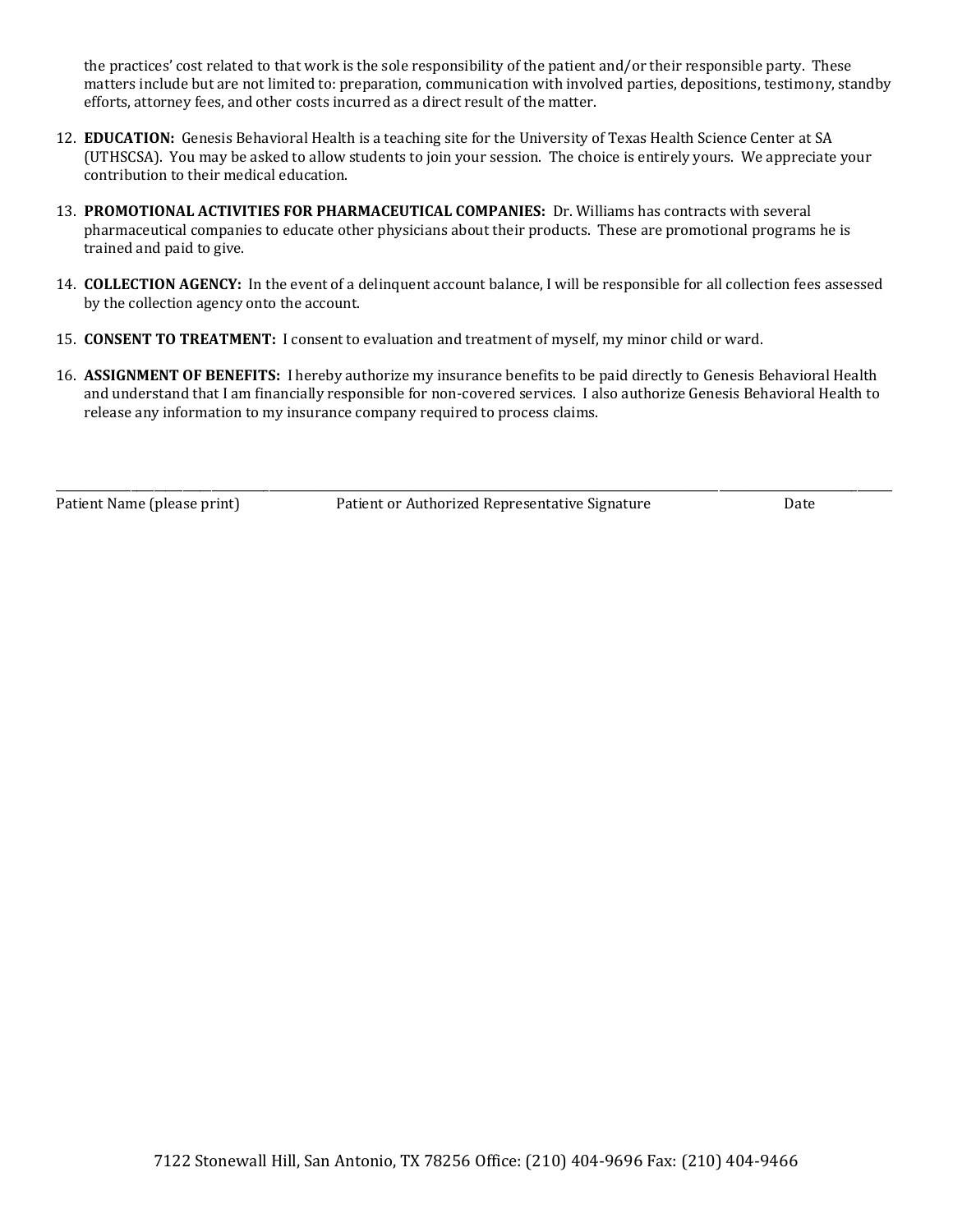the practices' cost related to that work is the sole responsibility of the patient and/or their responsible party. These matters include but are not limited to: preparation, communication with involved parties, depositions, testimony, standby efforts, attorney fees, and other costs incurred as a direct result of the matter.

12. **EDUCATION:** Genesis Behavioral Health is a teaching site for the University of Texas Health Science Center at SA (UTHSCSA). You may be asked to allow students to join your session. The choice is entirely yours. We appreciate your contribution to their medical education.

13. **PROMOTIONAL ACTIVITIES FOR PHARMACEUTICAL COMPANIES:** Dr. Williams has contracts with several pharmaceutical companies to educate other physicians about their products. These are promotional programs he is trained and paid to give.

14. **COLLECTION AGENCY:** In the event of a delinquent account balance, I will be responsible for all collection fees assessed by the collection agency onto the account.

15. **CONSENT TO TREATMENT:** I consent to evaluation and treatment of myself, my minor child or ward.

16. **ASSIGNMENT OF BENEFITS:** I hereby authorize my insurance benefits to be paid directly to Genesis Behavioral Health and understand that I am financially responsible for non-covered services. I also authorize Genesis Behavioral Health to release any information to my insurance company required to process claims.

______________________________________________________________________________________________

Patient Name (please print)          Patient or Authorized Representative Signature          Date

7122 Stonewall Hill, San Antonio, TX 78256 Office: (210) 404-9696 Fax: (210) 404-9466